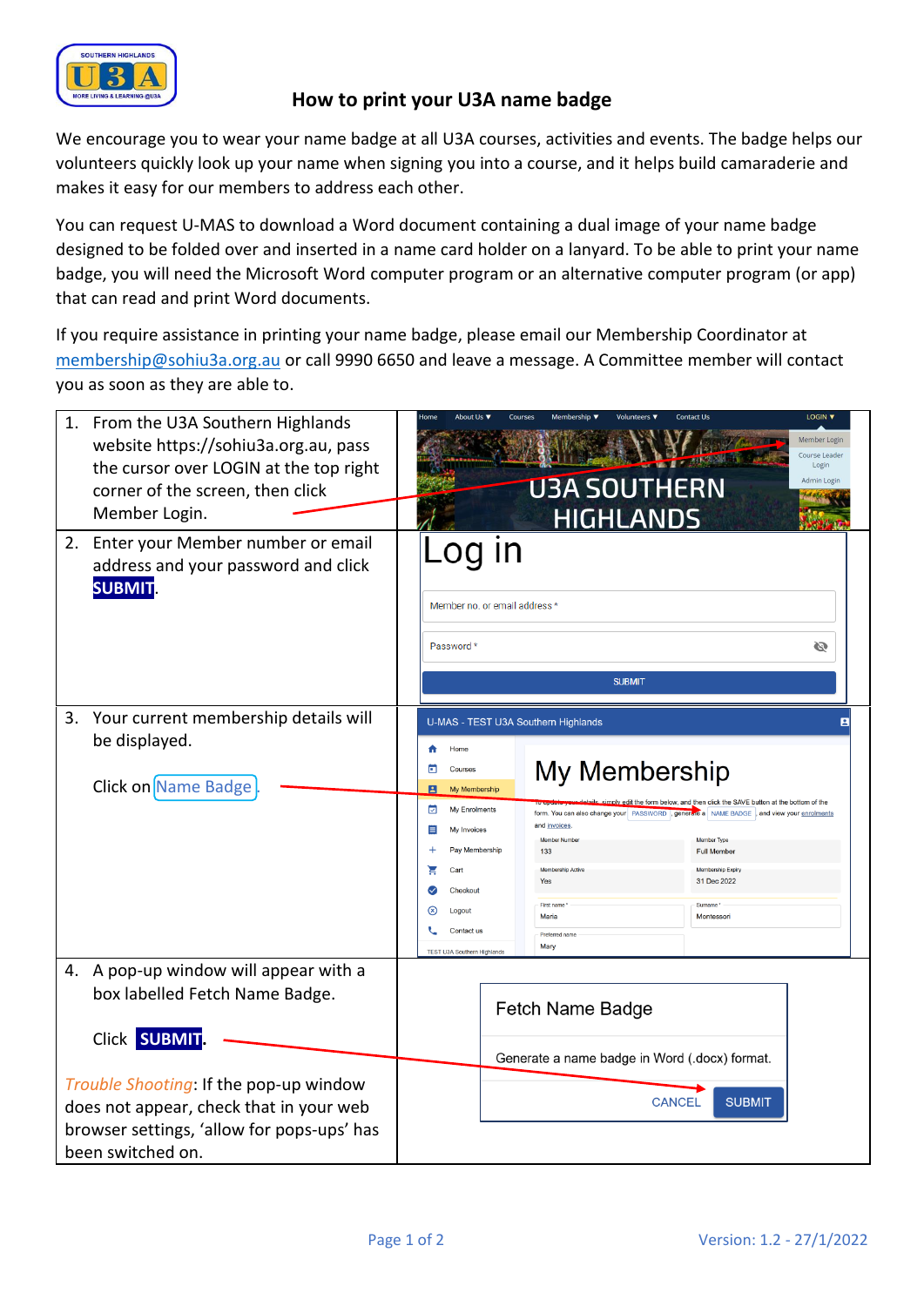# How to print your U3A name badge

We encourage you to wear your name badge at all U3A courses, activities and events. The badge helps our volunteers quickly look up your name when signing you into a course, and it helps build camaraderie and makes it easy for our members to address each other.

You can request U-MAS to download a Word document containing a dual image of your name badge designed to be folded over and inserted in a name card holder on a lanyard. To be able to print your name badge, you will need the Microsoft Word computer program or an alternative computer program (or app) that can read and print Word documents.

If you require assistance in printing your name badge, please email our Membership Coordinator at membership@sohiu3a.org.au or call 9990 6650 and leave a message. A Committee member will contact you as soon as they are able to.

1. From the U3A Southern Highlands website https://sohiu3a.org.au, pass the cursor over LOGIN at the top right corner of the screen, then click Member Login.
2. Enter your Member number or email address and your password and click **SUBMIT**.
3. Your current membership details will be displayed.

   Click on Name Badge.
4. A pop-up window will appear with a box labelled Fetch Name Badge.

   Click **SUBMIT**.

*Trouble Shooting*: If the pop-up window does not appear, check that in your web browser settings, 'allow for pops-ups' has been switched on.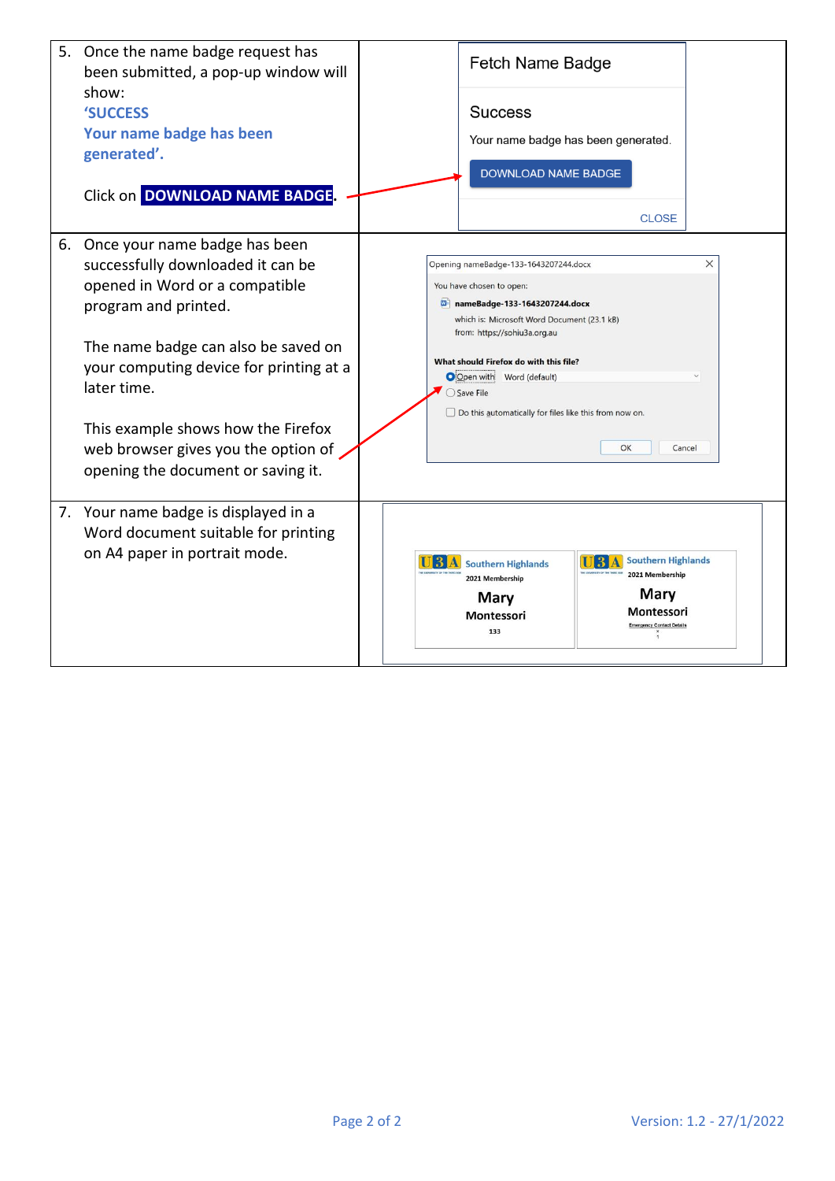| | |
|---|---|
| 5. Once the name badge request has been submitted, a pop-up window will show: **'SUCCESS Your name badge has been generated'.** Click on **DOWNLOAD NAME BADGE**. | Fetch Name Badge<br>Success<br>Your name badge has been generated.<br>DOWNLOAD NAME BADGE<br>CLOSE |
| 6. Once your name badge has been successfully downloaded it can be opened in Word or a compatible program and printed. The name badge can also be saved on your computing device for printing at a later time. This example shows how the Firefox web browser gives you the option of opening the document or saving it. | Opening nameBadge-133-1643207244.docx<br>You have chosen to open:<br>nameBadge-133-1643207244.docx<br>which is: Microsoft Word Document (23.1 kB)<br>from: https://sohiu3a.org.au<br>What should Firefox do with this file?<br>Open with Word (default)<br>Save File<br>Do this automatically for files like this from now on.<br>OK Cancel |
| 7. Your name badge is displayed in a Word document suitable for printing on A4 paper in portrait mode. | U3A Southern Highlands<br>2021 Membership<br>Mary<br>Montessori<br>133<br><br>U3A Southern Highlands<br>2021 Membership<br>Mary<br>Montessori<br>Emergency Contact Details |